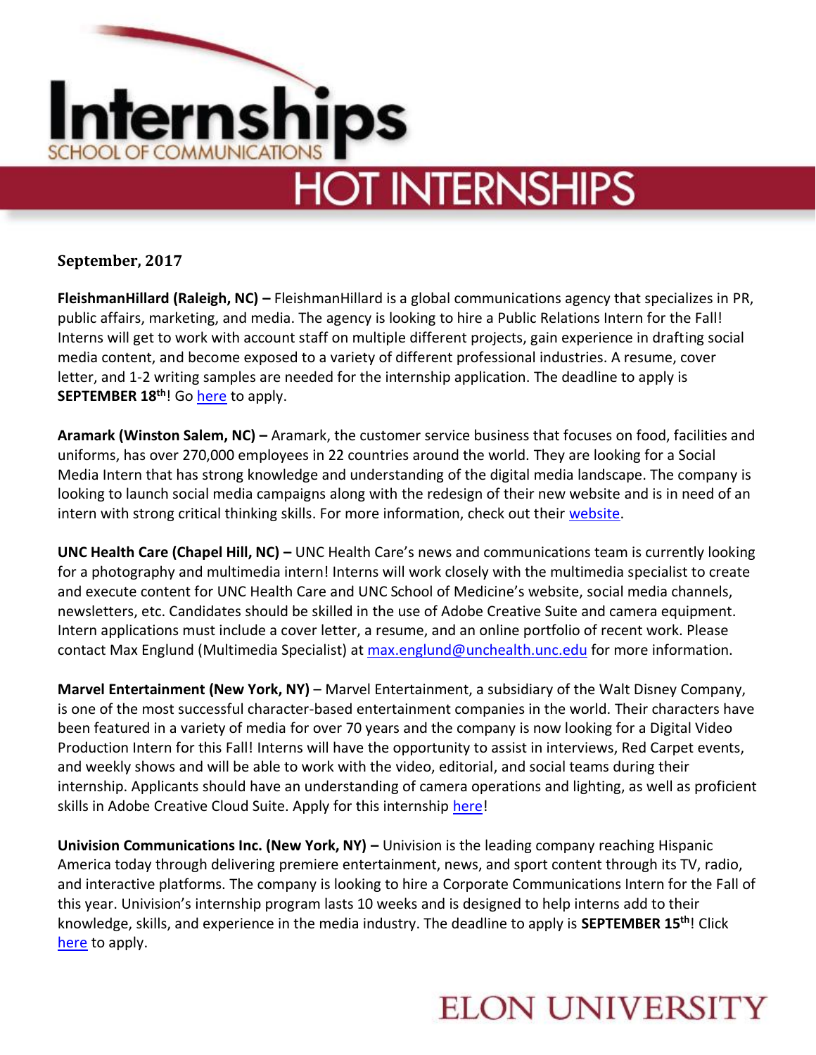# Internships

SCHOOL OF COMMUNICATIONS

## HOT INTERNSHIPS

**September, 2017**

**FleishmanHillard (Raleigh, NC) –** FleishmanHillard is a global communications agency that specializes in PR, public affairs, marketing, and media. The agency is looking to hire a Public Relations Intern for the Fall! Interns will get to work with account staff on multiple different projects, gain experience in drafting social media content, and become exposed to a variety of different professional industries. A resume, cover letter, and 1-2 writing samples are needed for the internship application. The deadline to apply is **SEPTEMBER 18th**! Go here to apply.

**Aramark (Winston Salem, NC) –** Aramark, the customer service business that focuses on food, facilities and uniforms, has over 270,000 employees in 22 countries around the world. They are looking for a Social Media Intern that has strong knowledge and understanding of the digital media landscape. The company is looking to launch social media campaigns along with the redesign of their new website and is in need of an intern with strong critical thinking skills. For more information, check out their website.

**UNC Health Care (Chapel Hill, NC) –** UNC Health Care's news and communications team is currently looking for a photography and multimedia intern! Interns will work closely with the multimedia specialist to create and execute content for UNC Health Care and UNC School of Medicine's website, social media channels, newsletters, etc. Candidates should be skilled in the use of Adobe Creative Suite and camera equipment. Intern applications must include a cover letter, a resume, and an online portfolio of recent work. Please contact Max Englund (Multimedia Specialist) at max.englund@unchealth.unc.edu for more information.

**Marvel Entertainment (New York, NY)** – Marvel Entertainment, a subsidiary of the Walt Disney Company, is one of the most successful character-based entertainment companies in the world. Their characters have been featured in a variety of media for over 70 years and the company is now looking for a Digital Video Production Intern for this Fall! Interns will have the opportunity to assist in interviews, Red Carpet events, and weekly shows and will be able to work with the video, editorial, and social teams during their internship. Applicants should have an understanding of camera operations and lighting, as well as proficient skills in Adobe Creative Cloud Suite. Apply for this internship here!

**Univision Communications Inc. (New York, NY) –** Univision is the leading company reaching Hispanic America today through delivering premiere entertainment, news, and sport content through its TV, radio, and interactive platforms. The company is looking to hire a Corporate Communications Intern for the Fall of this year. Univision's internship program lasts 10 weeks and is designed to help interns add to their knowledge, skills, and experience in the media industry. The deadline to apply is **SEPTEMBER 15th**! Click here to apply.

ELON UNIVERSITY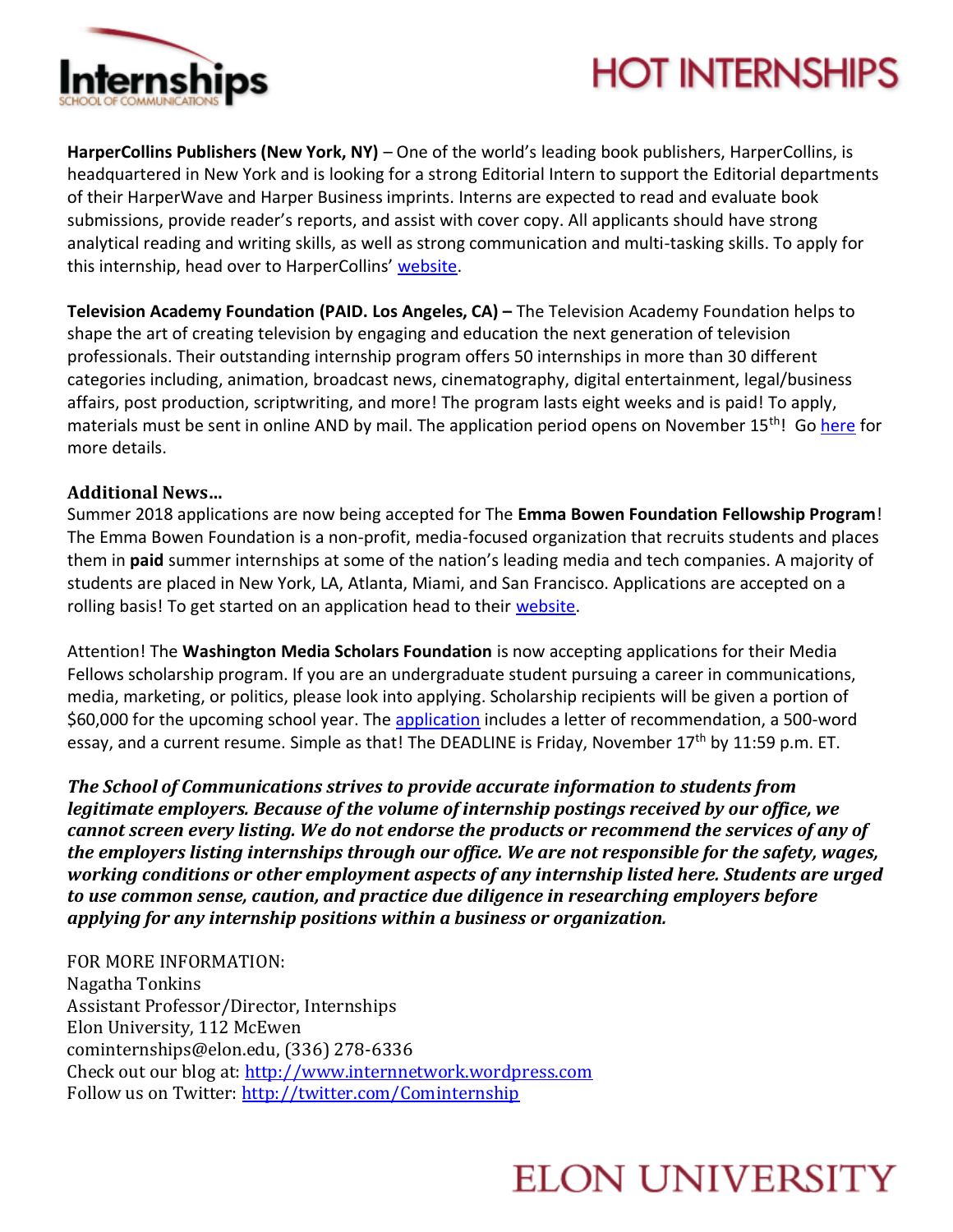**HarperCollins Publishers (New York, NY)** – One of the world's leading book publishers, HarperCollins, is headquartered in New York and is looking for a strong Editorial Intern to support the Editorial departments of their HarperWave and Harper Business imprints. Interns are expected to read and evaluate book submissions, provide reader's reports, and assist with cover copy. All applicants should have strong analytical reading and writing skills, as well as strong communication and multi-tasking skills. To apply for this internship, head over to HarperCollins' website.

**Television Academy Foundation (PAID. Los Angeles, CA) –** The Television Academy Foundation helps to shape the art of creating television by engaging and education the next generation of television professionals. Their outstanding internship program offers 50 internships in more than 30 different categories including, animation, broadcast news, cinematography, digital entertainment, legal/business affairs, post production, scriptwriting, and more! The program lasts eight weeks and is paid! To apply, materials must be sent in online AND by mail. The application period opens on November 15th! Go here for more details.

### Additional News…

Summer 2018 applications are now being accepted for The **Emma Bowen Foundation Fellowship Program**! The Emma Bowen Foundation is a non-profit, media-focused organization that recruits students and places them in **paid** summer internships at some of the nation's leading media and tech companies. A majority of students are placed in New York, LA, Atlanta, Miami, and San Francisco. Applications are accepted on a rolling basis! To get started on an application head to their website.

Attention! The **Washington Media Scholars Foundation** is now accepting applications for their Media Fellows scholarship program. If you are an undergraduate student pursuing a career in communications, media, marketing, or politics, please look into applying. Scholarship recipients will be given a portion of $60,000 for the upcoming school year. The application includes a letter of recommendation, a 500-word essay, and a current resume. Simple as that! The DEADLINE is Friday, November 17th by 11:59 p.m. ET.

***The School of Communications strives to provide accurate information to students from legitimate employers. Because of the volume of internship postings received by our office, we cannot screen every listing. We do not endorse the products or recommend the services of any of the employers listing internships through our office. We are not responsible for the safety, wages, working conditions or other employment aspects of any internship listed here. Students are urged to use common sense, caution, and practice due diligence in researching employers before applying for any internship positions within a business or organization.***

FOR MORE INFORMATION:
Nagatha Tonkins
Assistant Professor/Director, Internships
Elon University, 112 McEwen
cominternships@elon.edu, (336) 278-6336
Check out our blog at: http://www.internnetwork.wordpress.com
Follow us on Twitter: http://twitter.com/Cominternship